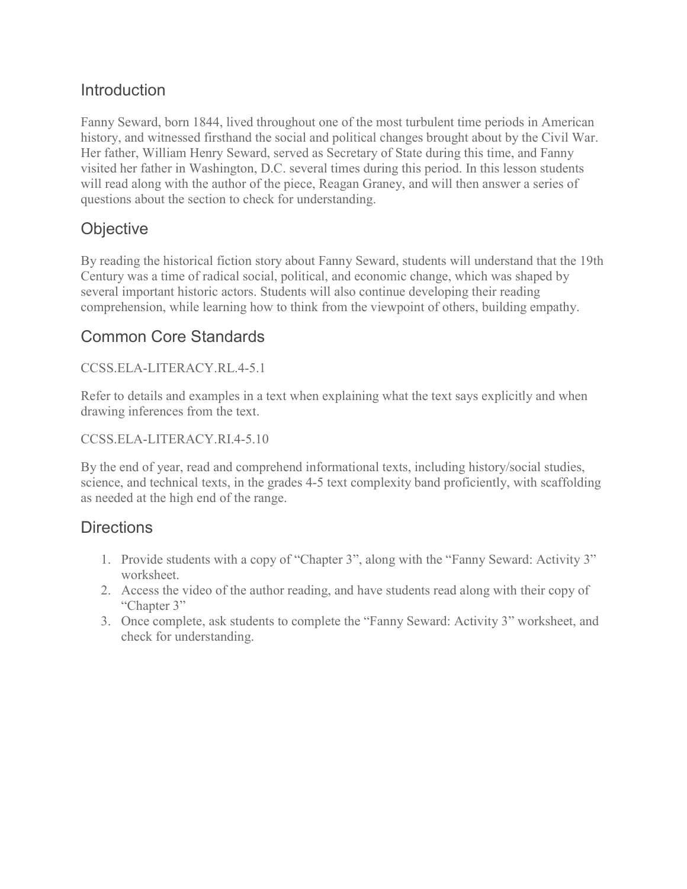## Introduction

Fanny Seward, born 1844, lived throughout one of the most turbulent time periods in American history, and witnessed firsthand the social and political changes brought about by the Civil War. Her father, William Henry Seward, served as Secretary of State during this time, and Fanny visited her father in Washington, D.C. several times during this period. In this lesson students will read along with the author of the piece, Reagan Graney, and will then answer a series of questions about the section to check for understanding.

## Objective

By reading the historical fiction story about Fanny Seward, students will understand that the 19th Century was a time of radical social, political, and economic change, which was shaped by several important historic actors. Students will also continue developing their reading comprehension, while learning how to think from the viewpoint of others, building empathy.

## Common Core Standards

CCSS.ELA-LITERACY.RL.4-5.1

Refer to details and examples in a text when explaining what the text says explicitly and when drawing inferences from the text.

CCSS.ELA-LITERACY.RI.4-5.10

By the end of year, read and comprehend informational texts, including history/social studies, science, and technical texts, in the grades 4-5 text complexity band proficiently, with scaffolding as needed at the high end of the range.

## Directions

1. Provide students with a copy of "Chapter 3", along with the "Fanny Seward: Activity 3" worksheet.
2. Access the video of the author reading, and have students read along with their copy of "Chapter 3"
3. Once complete, ask students to complete the "Fanny Seward: Activity 3" worksheet, and check for understanding.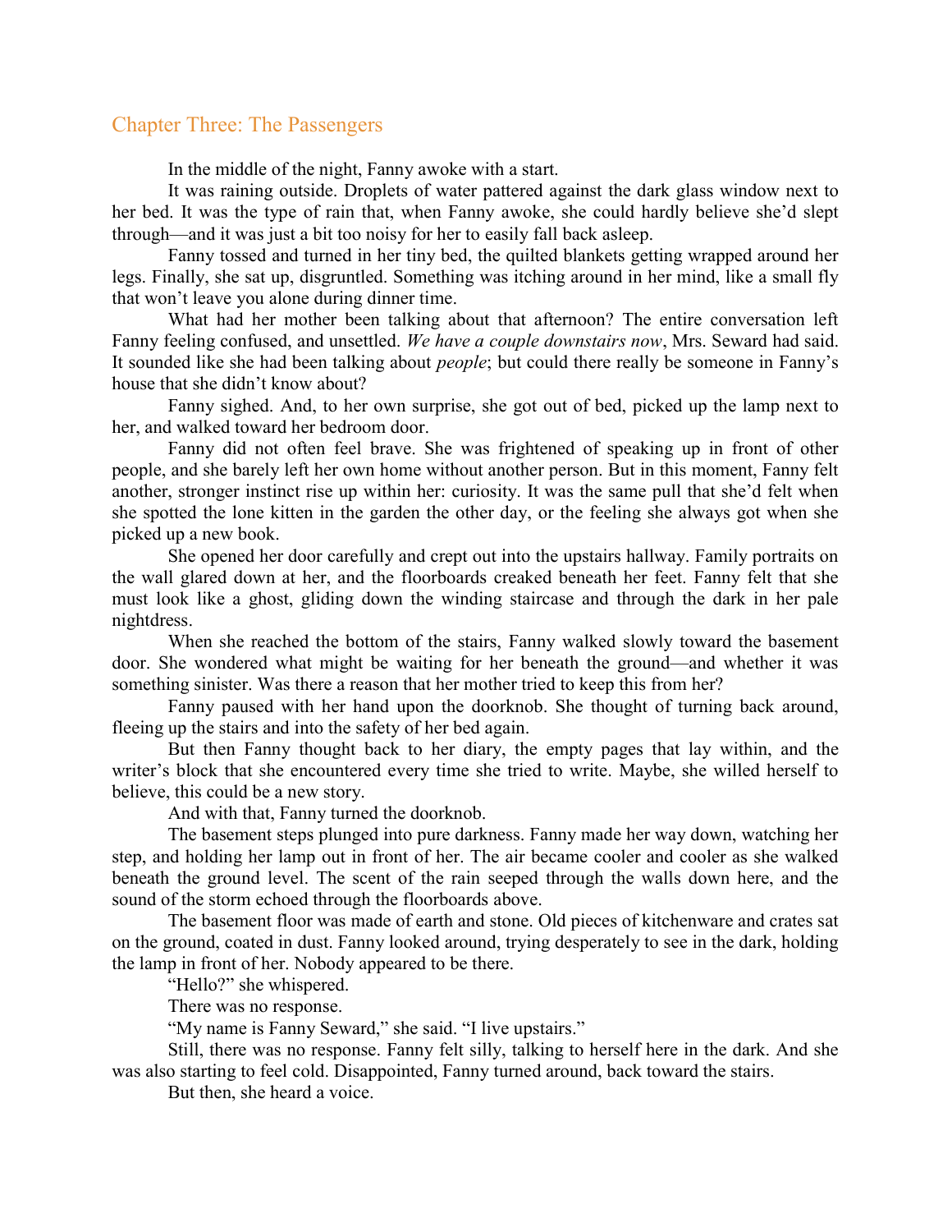## Chapter Three: The Passengers

In the middle of the night, Fanny awoke with a start.

It was raining outside. Droplets of water pattered against the dark glass window next to her bed. It was the type of rain that, when Fanny awoke, she could hardly believe she'd slept through—and it was just a bit too noisy for her to easily fall back asleep.

Fanny tossed and turned in her tiny bed, the quilted blankets getting wrapped around her legs. Finally, she sat up, disgruntled. Something was itching around in her mind, like a small fly that won't leave you alone during dinner time.

What had her mother been talking about that afternoon? The entire conversation left Fanny feeling confused, and unsettled. *We have a couple downstairs now*, Mrs. Seward had said. It sounded like she had been talking about *people*; but could there really be someone in Fanny's house that she didn't know about?

Fanny sighed. And, to her own surprise, she got out of bed, picked up the lamp next to her, and walked toward her bedroom door.

Fanny did not often feel brave. She was frightened of speaking up in front of other people, and she barely left her own home without another person. But in this moment, Fanny felt another, stronger instinct rise up within her: curiosity. It was the same pull that she'd felt when she spotted the lone kitten in the garden the other day, or the feeling she always got when she picked up a new book.

She opened her door carefully and crept out into the upstairs hallway. Family portraits on the wall glared down at her, and the floorboards creaked beneath her feet. Fanny felt that she must look like a ghost, gliding down the winding staircase and through the dark in her pale nightdress.

When she reached the bottom of the stairs, Fanny walked slowly toward the basement door. She wondered what might be waiting for her beneath the ground—and whether it was something sinister. Was there a reason that her mother tried to keep this from her?

Fanny paused with her hand upon the doorknob. She thought of turning back around, fleeing up the stairs and into the safety of her bed again.

But then Fanny thought back to her diary, the empty pages that lay within, and the writer's block that she encountered every time she tried to write. Maybe, she willed herself to believe, this could be a new story.

And with that, Fanny turned the doorknob.

The basement steps plunged into pure darkness. Fanny made her way down, watching her step, and holding her lamp out in front of her. The air became cooler and cooler as she walked beneath the ground level. The scent of the rain seeped through the walls down here, and the sound of the storm echoed through the floorboards above.

The basement floor was made of earth and stone. Old pieces of kitchenware and crates sat on the ground, coated in dust. Fanny looked around, trying desperately to see in the dark, holding the lamp in front of her. Nobody appeared to be there.

"Hello?" she whispered.

There was no response.

"My name is Fanny Seward," she said. "I live upstairs."

Still, there was no response. Fanny felt silly, talking to herself here in the dark. And she was also starting to feel cold. Disappointed, Fanny turned around, back toward the stairs.

But then, she heard a voice.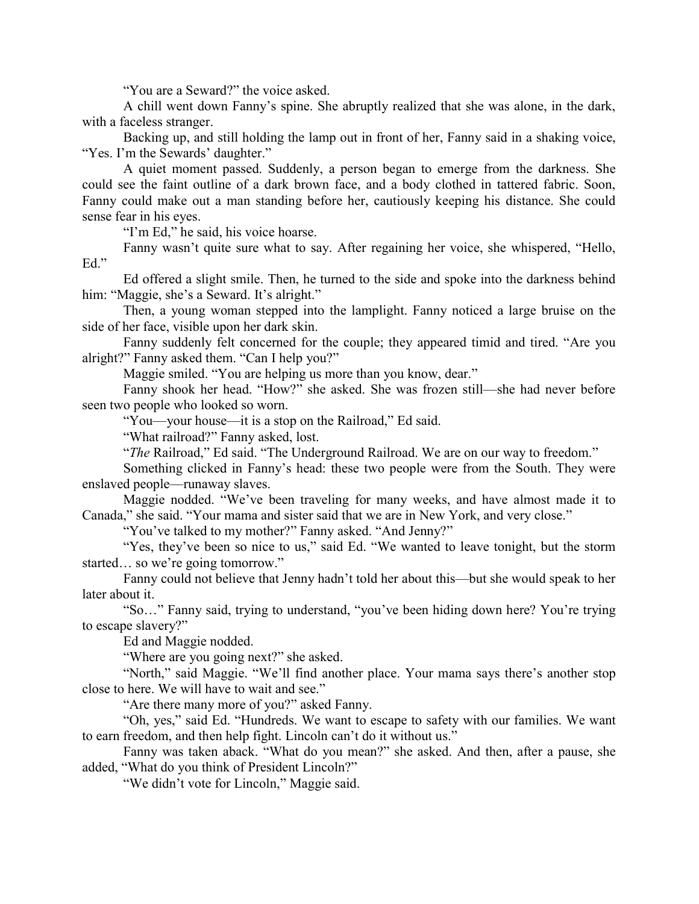"You are a Seward?" the voice asked.

A chill went down Fanny's spine. She abruptly realized that she was alone, in the dark, with a faceless stranger.

Backing up, and still holding the lamp out in front of her, Fanny said in a shaking voice, "Yes. I'm the Sewards' daughter."

A quiet moment passed. Suddenly, a person began to emerge from the darkness. She could see the faint outline of a dark brown face, and a body clothed in tattered fabric. Soon, Fanny could make out a man standing before her, cautiously keeping his distance. She could sense fear in his eyes.

"I'm Ed," he said, his voice hoarse.

Fanny wasn't quite sure what to say. After regaining her voice, she whispered, "Hello, Ed."

Ed offered a slight smile. Then, he turned to the side and spoke into the darkness behind him: "Maggie, she's a Seward. It's alright."

Then, a young woman stepped into the lamplight. Fanny noticed a large bruise on the side of her face, visible upon her dark skin.

Fanny suddenly felt concerned for the couple; they appeared timid and tired. "Are you alright?" Fanny asked them. "Can I help you?"

Maggie smiled. "You are helping us more than you know, dear."

Fanny shook her head. "How?" she asked. She was frozen still—she had never before seen two people who looked so worn.

"You—your house—it is a stop on the Railroad," Ed said.

"What railroad?" Fanny asked, lost.

"*The* Railroad," Ed said. "The Underground Railroad. We are on our way to freedom."

Something clicked in Fanny's head: these two people were from the South. They were enslaved people—runaway slaves.

Maggie nodded. "We've been traveling for many weeks, and have almost made it to Canada," she said. "Your mama and sister said that we are in New York, and very close."

"You've talked to my mother?" Fanny asked. "And Jenny?"

"Yes, they've been so nice to us," said Ed. "We wanted to leave tonight, but the storm started… so we're going tomorrow."

Fanny could not believe that Jenny hadn't told her about this—but she would speak to her later about it.

"So…" Fanny said, trying to understand, "you've been hiding down here? You're trying to escape slavery?"

Ed and Maggie nodded.

"Where are you going next?" she asked.

"North," said Maggie. "We'll find another place. Your mama says there's another stop close to here. We will have to wait and see."

"Are there many more of you?" asked Fanny.

"Oh, yes," said Ed. "Hundreds. We want to escape to safety with our families. We want to earn freedom, and then help fight. Lincoln can't do it without us."

Fanny was taken aback. "What do you mean?" she asked. And then, after a pause, she added, "What do you think of President Lincoln?"

"We didn't vote for Lincoln," Maggie said.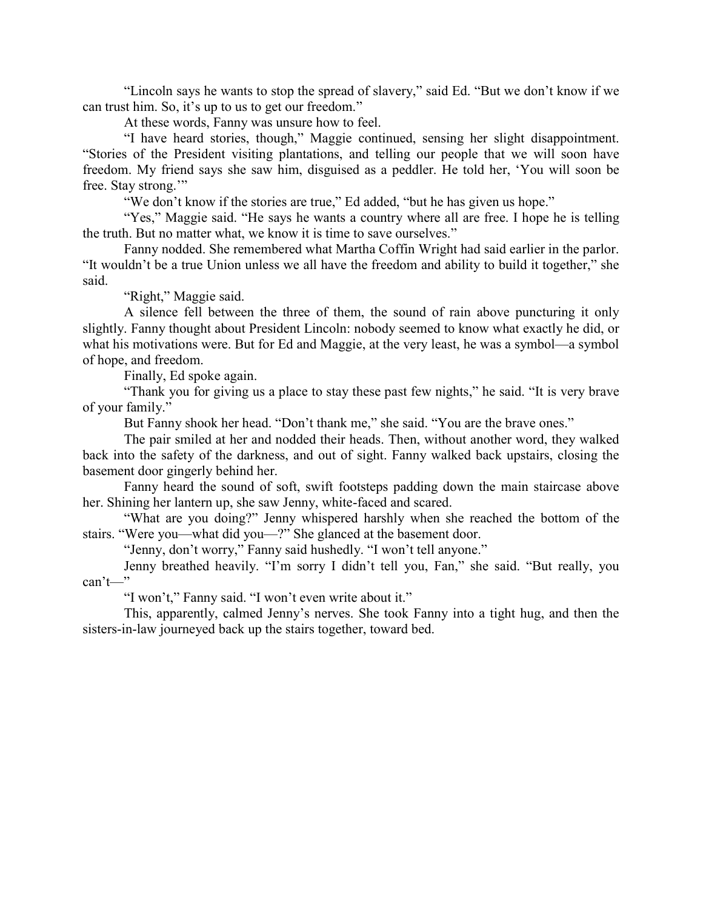"Lincoln says he wants to stop the spread of slavery," said Ed. "But we don't know if we can trust him. So, it's up to us to get our freedom."

At these words, Fanny was unsure how to feel.

"I have heard stories, though," Maggie continued, sensing her slight disappointment. "Stories of the President visiting plantations, and telling our people that we will soon have freedom. My friend says she saw him, disguised as a peddler. He told her, 'You will soon be free. Stay strong.'"

"We don't know if the stories are true," Ed added, "but he has given us hope."

"Yes," Maggie said. "He says he wants a country where all are free. I hope he is telling the truth. But no matter what, we know it is time to save ourselves."

Fanny nodded. She remembered what Martha Coffin Wright had said earlier in the parlor. "It wouldn't be a true Union unless we all have the freedom and ability to build it together," she said.

"Right," Maggie said.

A silence fell between the three of them, the sound of rain above puncturing it only slightly. Fanny thought about President Lincoln: nobody seemed to know what exactly he did, or what his motivations were. But for Ed and Maggie, at the very least, he was a symbol—a symbol of hope, and freedom.

Finally, Ed spoke again.

"Thank you for giving us a place to stay these past few nights," he said. "It is very brave of your family."

But Fanny shook her head. "Don't thank me," she said. "You are the brave ones."

The pair smiled at her and nodded their heads. Then, without another word, they walked back into the safety of the darkness, and out of sight. Fanny walked back upstairs, closing the basement door gingerly behind her.

Fanny heard the sound of soft, swift footsteps padding down the main staircase above her. Shining her lantern up, she saw Jenny, white-faced and scared.

"What are you doing?" Jenny whispered harshly when she reached the bottom of the stairs. "Were you—what did you—?" She glanced at the basement door.

"Jenny, don't worry," Fanny said hushedly. "I won't tell anyone."

Jenny breathed heavily. "I'm sorry I didn't tell you, Fan," she said. "But really, you can't—"

"I won't," Fanny said. "I won't even write about it."

This, apparently, calmed Jenny's nerves. She took Fanny into a tight hug, and then the sisters-in-law journeyed back up the stairs together, toward bed.